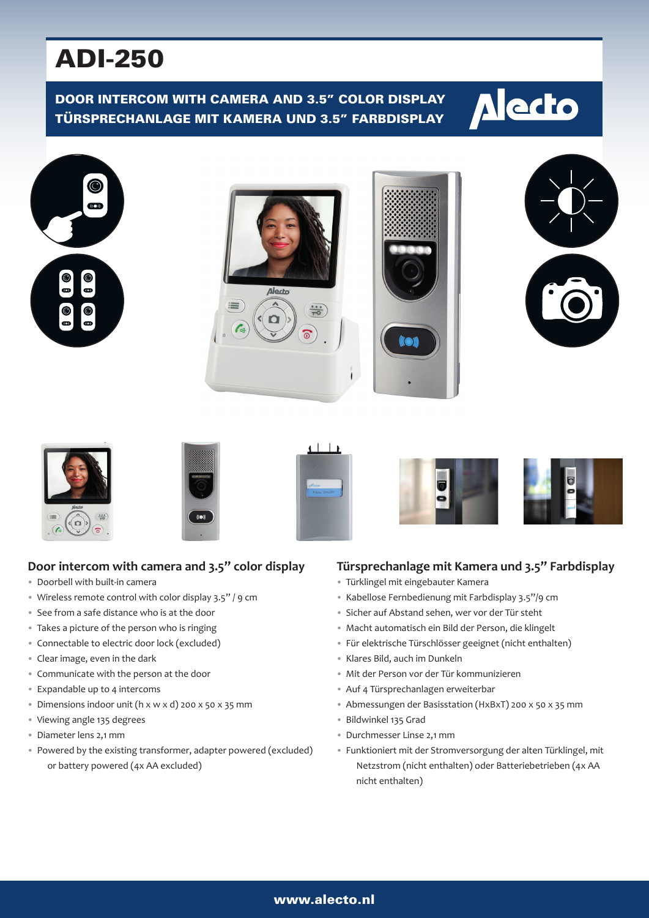# ADI-250

**DOOR INTERCOM WITH CAMERA AND 3.5" COLOR DISPLAY**
**TÜRSPRECHANLAGE MIT KAMERA UND 3.5" FARBDISPLAY**

## Door intercom with camera and 3.5" color display

- Doorbell with built-in camera
- Wireless remote control with color display 3.5" / 9 cm
- See from a safe distance who is at the door
- Takes a picture of the person who is ringing
- Connectable to electric door lock (excluded)
- Clear image, even in the dark
- Communicate with the person at the door
- Expandable up to 4 intercoms
- Dimensions indoor unit (h x w x d) 200 x 50 x 35 mm
- Viewing angle 135 degrees
- Diameter lens 2,1 mm
- Powered by the existing transformer, adapter powered (excluded) or battery powered (4x AA excluded)

## Türsprechanlage mit Kamera und 3.5" Farbdisplay

- Türklingel mit eingebauter Kamera
- Kabellose Fernbedienung mit Farbdisplay 3.5"/9 cm
- Sicher auf Abstand sehen, wer vor der Tür steht
- Macht automatisch ein Bild der Person, die klingelt
- Für elektrische Türschlösser geeignet (nicht enthalten)
- Klares Bild, auch im Dunkeln
- Mit der Person vor der Tür kommunizieren
- Auf 4 Türsprechanlagen erweiterbar
- Abmessungen der Basisstation (HxBxT) 200 x 50 x 35 mm
- Bildwinkel 135 Grad
- Durchmesser Linse 2,1 mm
- Funktioniert mit der Stromversorgung der alten Türklingel, mit Netzstrom (nicht enthalten) oder Batteriebetrieben (4x AA nicht enthalten)

www.alecto.nl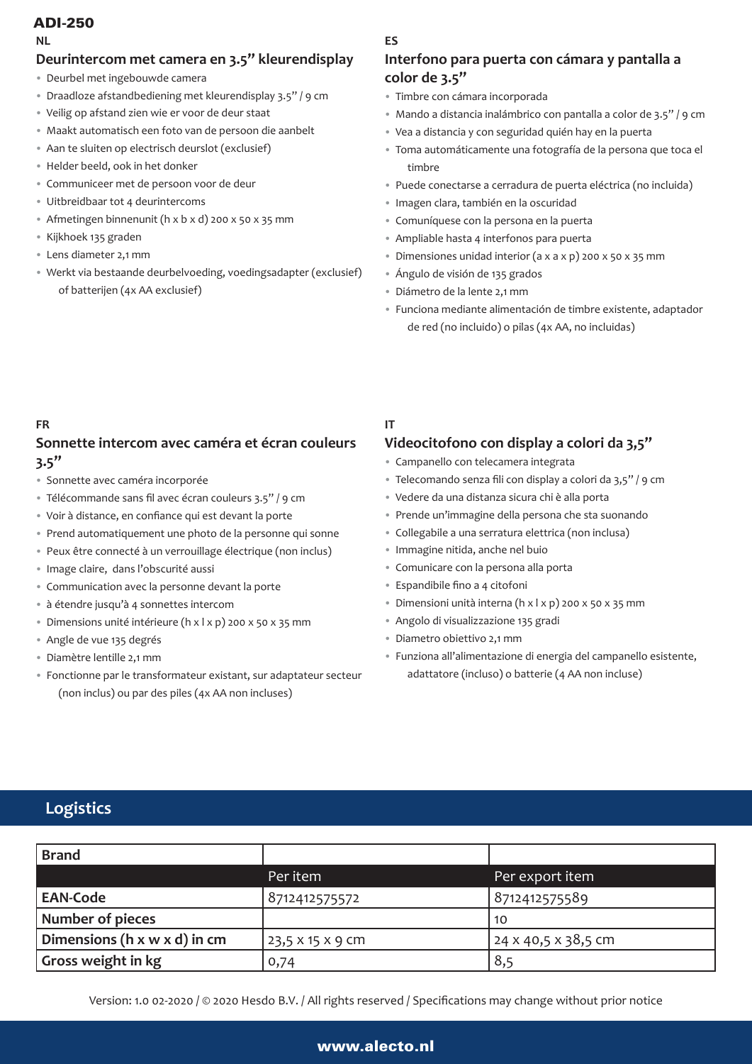# ADI-250

## NL

### Deurintercom met camera en 3.5” kleurendisplay

- Deurbel met ingebouwde camera
- Draadloze afstandbediening met kleurendisplay 3.5” / 9 cm
- Veilig op afstand zien wie er voor de deur staat
- Maakt automatisch een foto van de persoon die aanbelt
- Aan te sluiten op electrisch deurslot (exclusief)
- Helder beeld, ook in het donker
- Communiceer met de persoon voor de deur
- Uitbreidbaar tot 4 deurintercoms
- Afmetingen binnenunit (h x b x d) 200 x 50 x 35 mm
- Kijkhoek 135 graden
- Lens diameter 2,1 mm
- Werkt via bestaande deurbelvoeding, voedingsadapter (exclusief) of batterijen (4x AA exclusief)

## ES

### Interfono para puerta con cámara y pantalla a color de 3.5”

- Timbre con cámara incorporada
- Mando a distancia inalámbrico con pantalla a color de 3.5” / 9 cm
- Vea a distancia y con seguridad quién hay en la puerta
- Toma automáticamente una fotografía de la persona que toca el timbre
- Puede conectarse a cerradura de puerta eléctrica (no incluida)
- Imagen clara, también en la oscuridad
- Comuníquese con la persona en la puerta
- Ampliable hasta 4 interfonos para puerta
- Dimensiones unidad interior (a x a x p) 200 x 50 x 35 mm
- Ángulo de visión de 135 grados
- Diámetro de la lente 2,1 mm
- Funciona mediante alimentación de timbre existente, adaptador de red (no incluido) o pilas (4x AA, no incluidas)

## FR

### Sonnette intercom avec caméra et écran couleurs 3.5”

- Sonnette avec caméra incorporée
- Télécommande sans fil avec écran couleurs 3.5” / 9 cm
- Voir à distance, en confiance qui est devant la porte
- Prend automatiquement une photo de la personne qui sonne
- Peux être connecté à un verrouillage électrique (non inclus)
- Image claire,  dans l’obscurité aussi
- Communication avec la personne devant la porte
- à étendre jusqu’à 4 sonnettes intercom
- Dimensions unité intérieure (h x l x p) 200 x 50 x 35 mm
- Angle de vue 135 degrés
- Diamètre lentille 2,1 mm
- Fonctionne par le transformateur existant, sur adaptateur secteur (non inclus) ou par des piles (4x AA non incluses)

## IT

### Videocitofono con display a colori da 3,5”

- Campanello con telecamera integrata
- Telecomando senza fili con display a colori da 3,5” / 9 cm
- Vedere da una distanza sicura chi è alla porta
- Prende un’immagine della persona che sta suonando
- Collegabile a una serratura elettrica (non inclusa)
- Immagine nitida, anche nel buio
- Comunicare con la persona alla porta
- Espandibile fino a 4 citofoni
- Dimensioni unità interna (h x l x p) 200 x 50 x 35 mm
- Angolo di visualizzazione 135 gradi
- Diametro obiettivo 2,1 mm
- Funziona all’alimentazione di energia del campanello esistente, adattatore (incluso) o batterie (4 AA non incluse)

## Logistics

| Brand | | |
|---|---|---|
| | Per item | Per export item |
| EAN-Code | 8712412575572 | 8712412575589 |
| Number of pieces | | 10 |
| Dimensions (h x w x d) in cm | 23,5 x 15 x 9 cm | 24 x 40,5 x 38,5 cm |
| Gross weight in kg | 0,74 | 8,5 |

Version: 1.0 02-2020 / © 2020 Hesdo B.V. / All rights reserved / Specifications may change without prior notice

www.alecto.nl